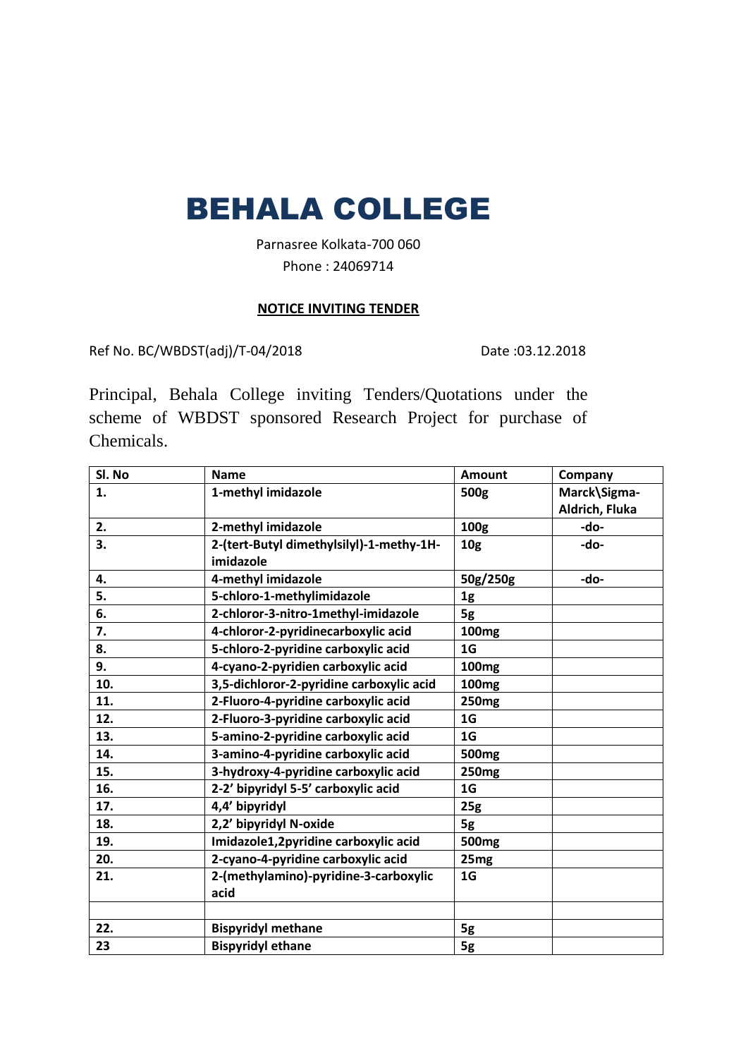# BEHALA COLLEGE

Parnasree Kolkata-700 060

Phone : 24069714

**NOTICE INVITING TENDER**

Ref No. BC/WBDST(adj)/T-04/2018 Date :03.12.2018

Principal, Behala College inviting Tenders/Quotations under the scheme of WBDST sponsored Research Project for purchase of Chemicals.

| Sl. No | Name | Amount | Company |
|---|---|---|---|
| **1.** | **1-methyl imidazole** | **500g** | **Marck\Sigma-Aldrich, Fluka** |
| **2.** | **2-methyl imidazole** | **100g** | **-do-** |
| **3.** | **2-(tert-Butyl dimethylsilyl)-1-methy-1H-imidazole** | **10g** | **-do-** |
| **4.** | **4-methyl imidazole** | **50g/250g** | **-do-** |
| **5.** | **5-chloro-1-methylimidazole** | **1g** | |
| **6.** | **2-chloror-3-nitro-1methyl-imidazole** | **5g** | |
| **7.** | **4-chloror-2-pyridinecarboxylic acid** | **100mg** | |
| **8.** | **5-chloro-2-pyridine carboxylic acid** | **1G** | |
| **9.** | **4-cyano-2-pyridien carboxylic acid** | **100mg** | |
| **10.** | **3,5-dichloror-2-pyridine carboxylic acid** | **100mg** | |
| **11.** | **2-Fluoro-4-pyridine carboxylic acid** | **250mg** | |
| **12.** | **2-Fluoro-3-pyridine carboxylic acid** | **1G** | |
| **13.** | **5-amino-2-pyridine carboxylic acid** | **1G** | |
| **14.** | **3-amino-4-pyridine carboxylic acid** | **500mg** | |
| **15.** | **3-hydroxy-4-pyridine carboxylic acid** | **250mg** | |
| **16.** | **2-2' bipyridyl 5-5' carboxylic acid** | **1G** | |
| **17.** | **4,4' bipyridyl** | **25g** | |
| **18.** | **2,2' bipyridyl N-oxide** | **5g** | |
| **19.** | **Imidazole1,2pyridine carboxylic acid** | **500mg** | |
| **20.** | **2-cyano-4-pyridine carboxylic acid** | **25mg** | |
| **21.** | **2-(methylamino)-pyridine-3-carboxylic acid** | **1G** | |
| | | | |
| **22.** | **Bispyridyl methane** | **5g** | |
| **23** | **Bispyridyl ethane** | **5g** | |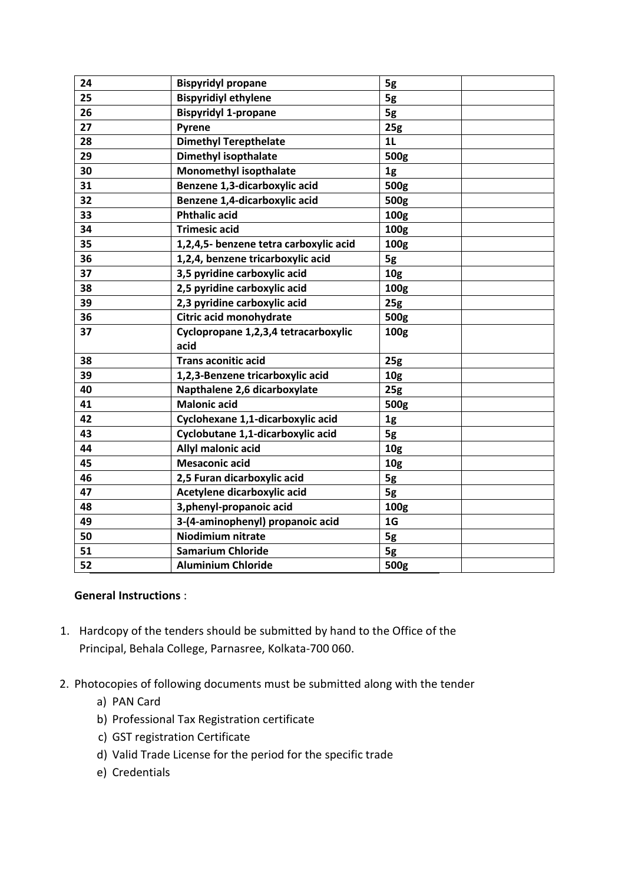| 24 | **Bispyridyl propane** | **5g** | |
|---|---|---|---|
| 25 | **Bispyridiyl ethylene** | **5g** | |
| 26 | **Bispyridyl 1-propane** | **5g** | |
| 27 | **Pyrene** | **25g** | |
| 28 | **Dimethyl Terepthelate** | **1L** | |
| 29 | **Dimethyl isopthalate** | **500g** | |
| 30 | **Monomethyl isopthalate** | **1g** | |
| 31 | **Benzene 1,3-dicarboxylic acid** | **500g** | |
| 32 | **Benzene 1,4-dicarboxylic acid** | **500g** | |
| 33 | **Phthalic acid** | **100g** | |
| 34 | **Trimesic acid** | **100g** | |
| 35 | **1,2,4,5- benzene tetra carboxylic acid** | **100g** | |
| 36 | **1,2,4, benzene tricarboxylic acid** | **5g** | |
| 37 | **3,5 pyridine carboxylic acid** | **10g** | |
| 38 | **2,5 pyridine carboxylic acid** | **100g** | |
| 39 | **2,3 pyridine carboxylic acid** | **25g** | |
| 36 | **Citric acid monohydrate** | **500g** | |
| 37 | **Cyclopropane 1,2,3,4 tetracarboxylic acid** | **100g** | |
| 38 | **Trans aconitic acid** | **25g** | |
| 39 | **1,2,3-Benzene tricarboxylic acid** | **10g** | |
| 40 | **Napthalene 2,6 dicarboxylate** | **25g** | |
| 41 | **Malonic acid** | **500g** | |
| 42 | **Cyclohexane 1,1-dicarboxylic acid** | **1g** | |
| 43 | **Cyclobutane 1,1-dicarboxylic acid** | **5g** | |
| 44 | **Allyl malonic acid** | **10g** | |
| 45 | **Mesaconic acid** | **10g** | |
| 46 | **2,5 Furan dicarboxylic acid** | **5g** | |
| 47 | **Acetylene dicarboxylic acid** | **5g** | |
| 48 | **3,phenyl-propanoic acid** | **100g** | |
| 49 | **3-(4-aminophenyl) propanoic acid** | **1G** | |
| 50 | **Niodimium nitrate** | **5g** | |
| 51 | **Samarium Chloride** | **5g** | |
| 52 | **Aluminium Chloride** | **500g** | |

**General Instructions** :

1. Hardcopy of the tenders should be submitted by hand to the Office of the Principal, Behala College, Parnasree, Kolkata-700 060.

2. Photocopies of following documents must be submitted along with the tender
   a) PAN Card
   b) Professional Tax Registration certificate
   c) GST registration Certificate
   d) Valid Trade License for the period for the specific trade
   e) Credentials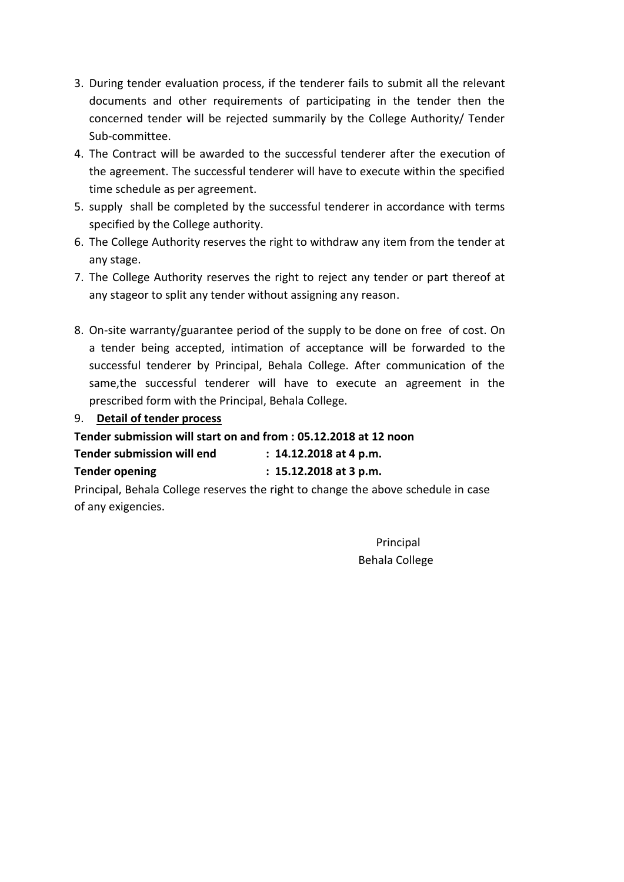3. During tender evaluation process, if the tenderer fails to submit all the relevant documents and other requirements of participating in the tender then the concerned tender will be rejected summarily by the College Authority/ Tender Sub-committee.
4. The Contract will be awarded to the successful tenderer after the execution of the agreement. The successful tenderer will have to execute within the specified time schedule as per agreement.
5. supply shall be completed by the successful tenderer in accordance with terms specified by the College authority.
6. The College Authority reserves the right to withdraw any item from the tender at any stage.
7. The College Authority reserves the right to reject any tender or part thereof at any stageor to split any tender without assigning any reason.

8. On-site warranty/guarantee period of the supply to be done on free of cost. On a tender being accepted, intimation of acceptance will be forwarded to the successful tenderer by Principal, Behala College. After communication of the same,the successful tenderer will have to execute an agreement in the prescribed form with the Principal, Behala College.

9. **<u>Detail of tender process</u>**

**Tender submission will start on and from : 05.12.2018 at 12 noon**

**Tender submission will end : 14.12.2018 at 4 p.m.**

**Tender opening : 15.12.2018 at 3 p.m.**

Principal, Behala College reserves the right to change the above schedule in case of any exigencies.

Principal
Behala College